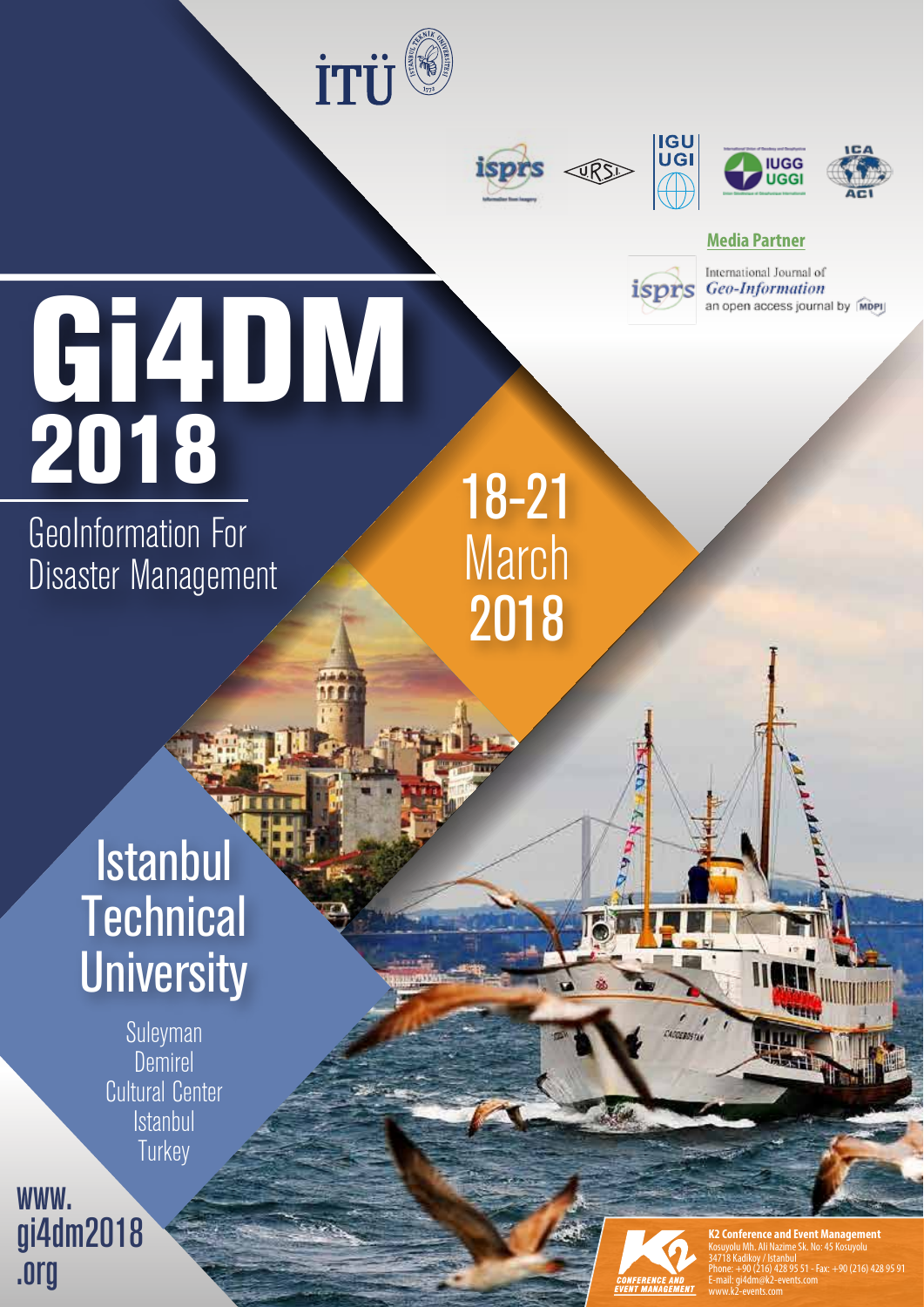İTÜ

isprs URSI IGU UGI IUGG UGGI ICA ACI

**Media Partner**

International Journal of *Geo-Information* an open access journal by MDPI

# Gi4DM 2018

## GeoInformation For Disaster Management

18-21 March 2018

## Istanbul Technical University

Suleyman Demirel Cultural Center
Istanbul
Turkey

www.gi4dm2018.org

**K2 Conference and Event Management**
Kosuyolu Mh. Ali Nazime Sk. No: 45 Kosuyolu
34718 Kadikoy / Istanbul
Phone: +90 (216) 428 95 51 - Fax: +90 (216) 428 95 91
E-mail: gi4dm@k2-events.com
www.k2-events.com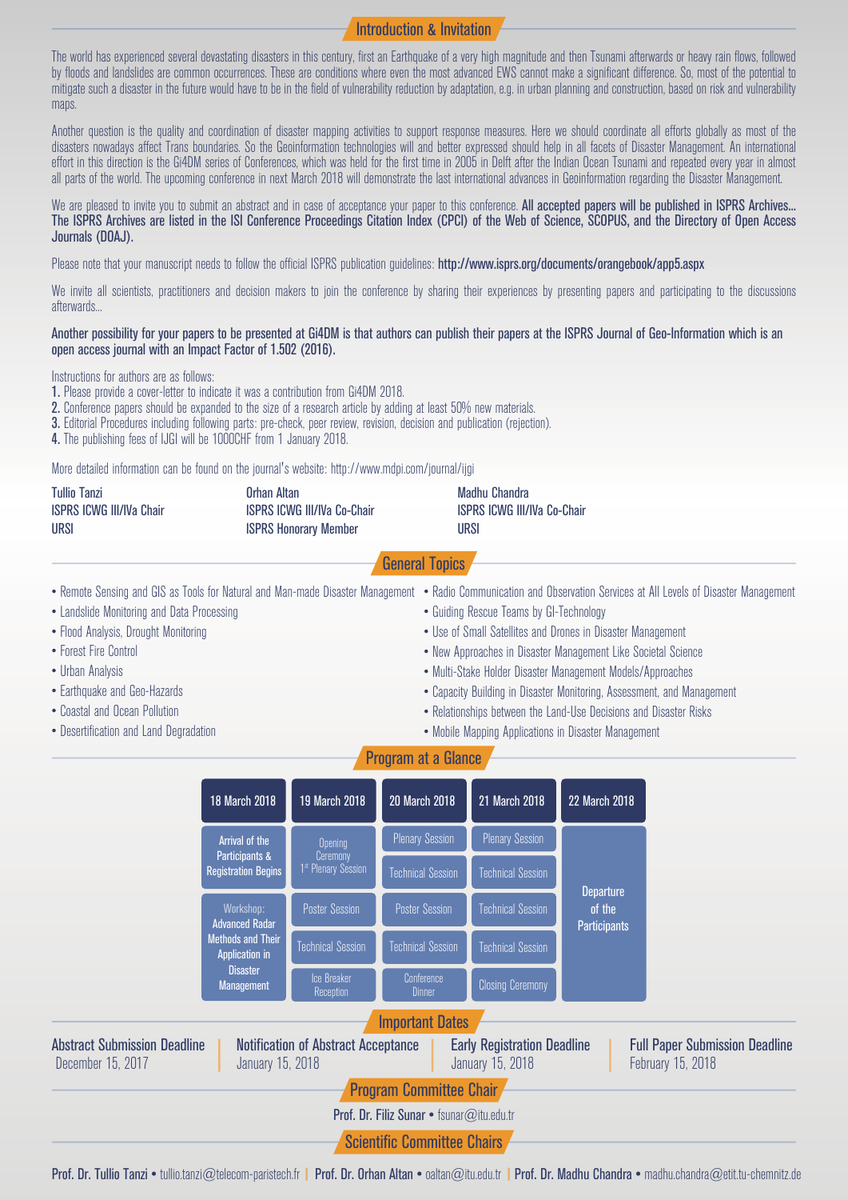## Introduction & Invitation

The world has experienced several devastating disasters in this century, first an Earthquake of a very high magnitude and then Tsunami afterwards or heavy rain flows, followed by floods and landslides are common occurrences. These are conditions where even the most advanced EWS cannot make a significant difference. So, most of the potential to mitigate such a disaster in the future would have to be in the field of vulnerability reduction by adaptation, e.g. in urban planning and construction, based on risk and vulnerability maps.

Another question is the quality and coordination of disaster mapping activities to support response measures. Here we should coordinate all efforts globally as most of the disasters nowadays affect Trans boundaries. So the Geoinformation technologies will and better expressed should help in all facets of Disaster Management. An international effort in this direction is the Gi4DM series of Conferences, which was held for the first time in 2005 in Delft after the Indian Ocean Tsunami and repeated every year in almost all parts of the world. The upcoming conference in next March 2018 will demonstrate the last international advances in Geoinformation regarding the Disaster Management.

We are pleased to invite you to submit an abstract and in case of acceptance your paper to this conference. **All accepted papers will be published in ISPRS Archives... The ISPRS Archives are listed in the ISI Conference Proceedings Citation Index (CPCI) of the Web of Science, SCOPUS, and the Directory of Open Access Journals (DOAJ).**

Please note that your manuscript needs to follow the official ISPRS publication guidelines: **http://www.isprs.org/documents/orangebook/app5.aspx**

We invite all scientists, practitioners and decision makers to join the conference by sharing their experiences by presenting papers and participating to the discussions afterwards...

**Another possibility for your papers to be presented at Gi4DM is that authors can publish their papers at the ISPRS Journal of Geo-Information which is an open access journal with an Impact Factor of 1.502 (2016).**

Instructions for authors are as follows:

1. Please provide a cover-letter to indicate it was a contribution from Gi4DM 2018.
2. Conference papers should be expanded to the size of a research article by adding at least 50% new materials.
3. Editorial Procedures including following parts: pre-check, peer review, revision, decision and publication (rejection).
4. The publishing fees of IJGI will be 1000CHF from 1 January 2018.

More detailed information can be found on the journal's website: http://www.mdpi.com/journal/ijgi

Tullio Tanzi
ISPRS ICWG III/IVa Chair
URSI

Orhan Altan
ISPRS ICWG III/IVa Co-Chair
ISPRS Honorary Member

Madhu Chandra
ISPRS ICWG III/IVa Co-Chair
URSI

## General Topics

- Remote Sensing and GIS as Tools for Natural and Man-made Disaster Management
- Landslide Monitoring and Data Processing
- Flood Analysis, Drought Monitoring
- Forest Fire Control
- Urban Analysis
- Earthquake and Geo-Hazards
- Coastal and Ocean Pollution
- Desertification and Land Degradation
- Radio Communication and Observation Services at All Levels of Disaster Management
- Guiding Rescue Teams by GI-Technology
- Use of Small Satellites and Drones in Disaster Management
- New Approaches in Disaster Management Like Societal Science
- Multi-Stake Holder Disaster Management Models/Approaches
- Capacity Building in Disaster Monitoring, Assessment, and Management
- Relationships between the Land-Use Decisions and Disaster Risks
- Mobile Mapping Applications in Disaster Management

## Program at a Glance

| 18 March 2018 | 19 March 2018 | 20 March 2018 | 21 March 2018 | 22 March 2018 |
|---|---|---|---|---|
| Arrival of the Participants & Registration Begins | Opening Ceremony 1st Plenary Session | Plenary Session | Plenary Session | Departure of the Participants |
| | | Technical Session | Technical Session | |
| Workshop: Advanced Radar Methods and Their Application in Disaster Management | Poster Session | Poster Session | Technical Session | |
| | Technical Session | Technical Session | Technical Session | |
| | Ice Breaker Reception | Conference Dinner | Closing Ceremony | |

## Important Dates

**Abstract Submission Deadline**
December 15, 2017

**Notification of Abstract Acceptance**
January 15, 2018

**Early Registration Deadline**
January 15, 2018

**Full Paper Submission Deadline**
February 15, 2018

## Program Committee Chair

**Prof. Dr. Filiz Sunar** • fsunar@itu.edu.tr

## Scientific Committee Chairs

**Prof. Dr. Tullio Tanzi** • tullio.tanzi@telecom-paristech.fr | **Prof. Dr. Orhan Altan** • oaltan@itu.edu.tr | **Prof. Dr. Madhu Chandra** • madhu.chandra@etit.tu-chemnitz.de